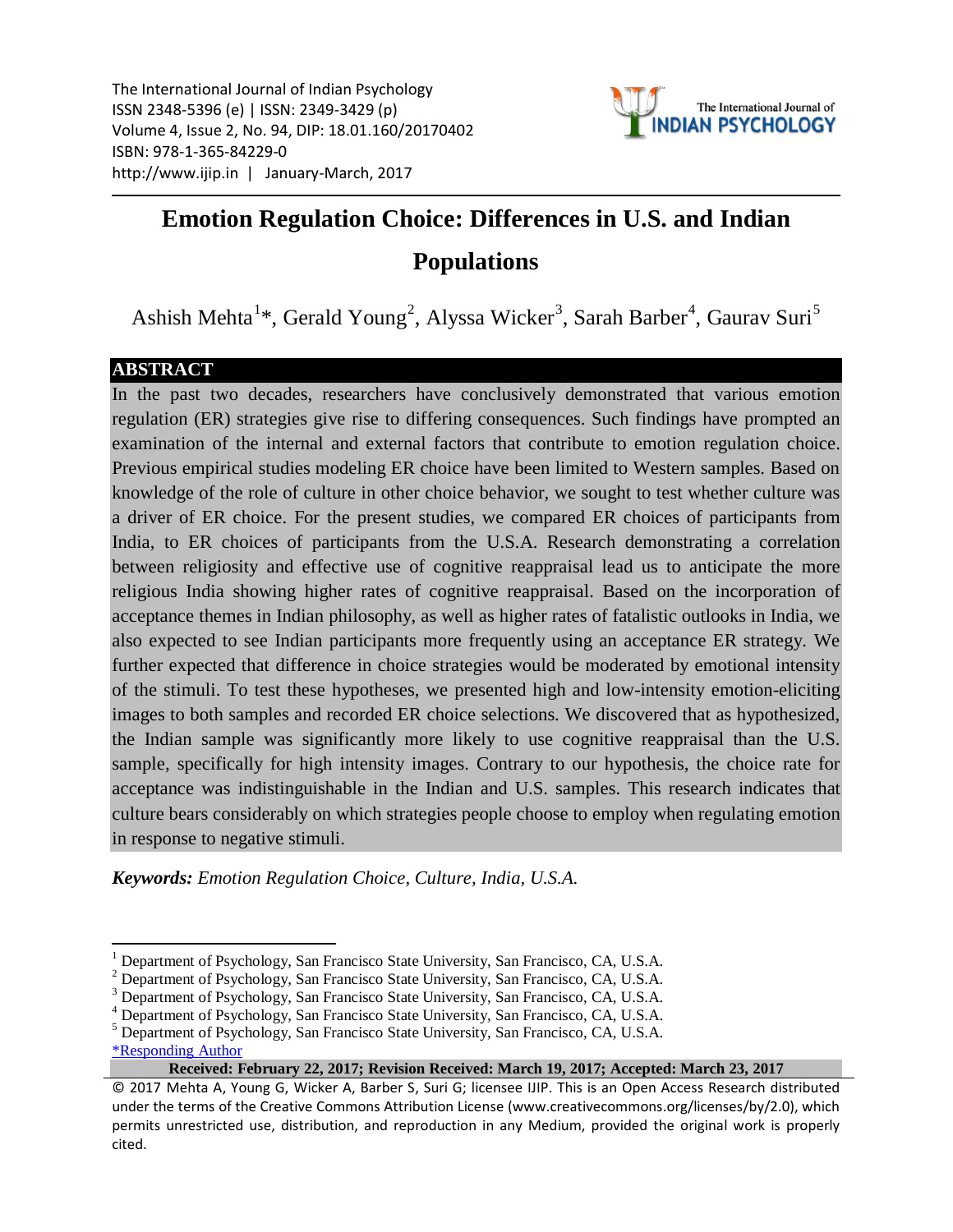The International Journal of Indian Psychology
ISSN 2348-5396 (e) | ISSN: 2349-3429 (p)
Volume 4, Issue 2, No. 94, DIP: 18.01.160/20170402
ISBN: 978-1-365-84229-0
http://www.ijip.in | January-March, 2017

# Emotion Regulation Choice: Differences in U.S. and Indian Populations

Ashish Mehta[1]*, Gerald Young[2], Alyssa Wicker[3], Sarah Barber[4], Gaurav Suri[5]

## ABSTRACT

In the past two decades, researchers have conclusively demonstrated that various emotion regulation (ER) strategies give rise to differing consequences. Such findings have prompted an examination of the internal and external factors that contribute to emotion regulation choice. Previous empirical studies modeling ER choice have been limited to Western samples. Based on knowledge of the role of culture in other choice behavior, we sought to test whether culture was a driver of ER choice. For the present studies, we compared ER choices of participants from India, to ER choices of participants from the U.S.A. Research demonstrating a correlation between religiosity and effective use of cognitive reappraisal lead us to anticipate the more religious India showing higher rates of cognitive reappraisal. Based on the incorporation of acceptance themes in Indian philosophy, as well as higher rates of fatalistic outlooks in India, we also expected to see Indian participants more frequently using an acceptance ER strategy. We further expected that difference in choice strategies would be moderated by emotional intensity of the stimuli. To test these hypotheses, we presented high and low-intensity emotion-eliciting images to both samples and recorded ER choice selections. We discovered that as hypothesized, the Indian sample was significantly more likely to use cognitive reappraisal than the U.S. sample, specifically for high intensity images. Contrary to our hypothesis, the choice rate for acceptance was indistinguishable in the Indian and U.S. samples. This research indicates that culture bears considerably on which strategies people choose to employ when regulating emotion in response to negative stimuli.

***Keywords:*** *Emotion Regulation Choice, Culture, India, U.S.A.*

---

[1] Department of Psychology, San Francisco State University, San Francisco, CA, U.S.A.
[2] Department of Psychology, San Francisco State University, San Francisco, CA, U.S.A.
[3] Department of Psychology, San Francisco State University, San Francisco, CA, U.S.A.
[4] Department of Psychology, San Francisco State University, San Francisco, CA, U.S.A.
[5] Department of Psychology, San Francisco State University, San Francisco, CA, U.S.A.
*Responding Author

**Received: February 22, 2017; Revision Received: March 19, 2017; Accepted: March 23, 2017**

© 2017 Mehta A, Young G, Wicker A, Barber S, Suri G; licensee IJIP. This is an Open Access Research distributed under the terms of the Creative Commons Attribution License (www.creativecommons.org/licenses/by/2.0), which permits unrestricted use, distribution, and reproduction in any Medium, provided the original work is properly cited.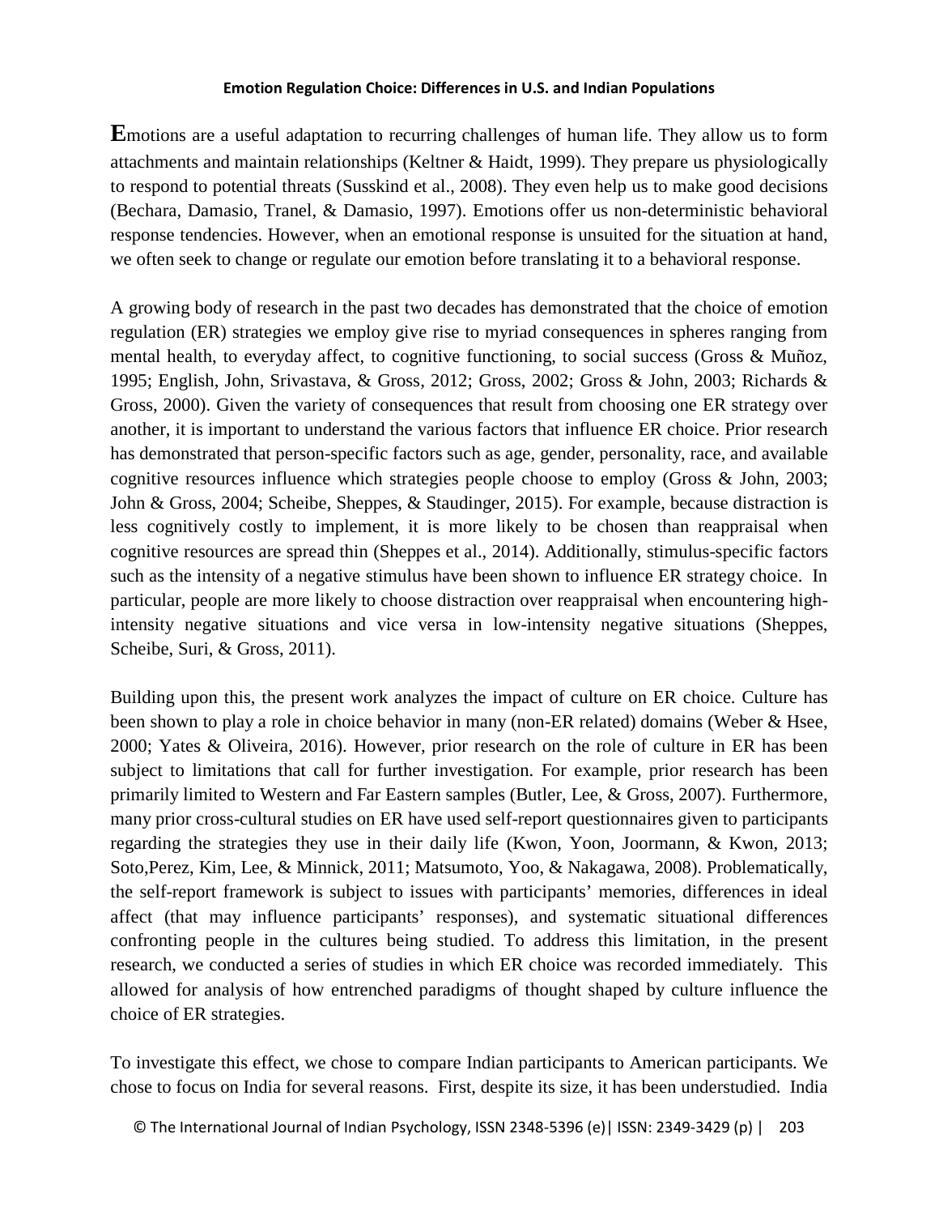Emotions are a useful adaptation to recurring challenges of human life. They allow us to form attachments and maintain relationships (Keltner & Haidt, 1999). They prepare us physiologically to respond to potential threats (Susskind et al., 2008). They even help us to make good decisions (Bechara, Damasio, Tranel, & Damasio, 1997). Emotions offer us non-deterministic behavioral response tendencies. However, when an emotional response is unsuited for the situation at hand, we often seek to change or regulate our emotion before translating it to a behavioral response.

A growing body of research in the past two decades has demonstrated that the choice of emotion regulation (ER) strategies we employ give rise to myriad consequences in spheres ranging from mental health, to everyday affect, to cognitive functioning, to social success (Gross & Muñoz, 1995; English, John, Srivastava, & Gross, 2012; Gross, 2002; Gross & John, 2003; Richards & Gross, 2000). Given the variety of consequences that result from choosing one ER strategy over another, it is important to understand the various factors that influence ER choice. Prior research has demonstrated that person-specific factors such as age, gender, personality, race, and available cognitive resources influence which strategies people choose to employ (Gross & John, 2003; John & Gross, 2004; Scheibe, Sheppes, & Staudinger, 2015). For example, because distraction is less cognitively costly to implement, it is more likely to be chosen than reappraisal when cognitive resources are spread thin (Sheppes et al., 2014). Additionally, stimulus-specific factors such as the intensity of a negative stimulus have been shown to influence ER strategy choice. In particular, people are more likely to choose distraction over reappraisal when encountering high-intensity negative situations and vice versa in low-intensity negative situations (Sheppes, Scheibe, Suri, & Gross, 2011).

Building upon this, the present work analyzes the impact of culture on ER choice. Culture has been shown to play a role in choice behavior in many (non-ER related) domains (Weber & Hsee, 2000; Yates & Oliveira, 2016). However, prior research on the role of culture in ER has been subject to limitations that call for further investigation. For example, prior research has been primarily limited to Western and Far Eastern samples (Butler, Lee, & Gross, 2007). Furthermore, many prior cross-cultural studies on ER have used self-report questionnaires given to participants regarding the strategies they use in their daily life (Kwon, Yoon, Joormann, & Kwon, 2013; Soto,Perez, Kim, Lee, & Minnick, 2011; Matsumoto, Yoo, & Nakagawa, 2008). Problematically, the self-report framework is subject to issues with participants' memories, differences in ideal affect (that may influence participants' responses), and systematic situational differences confronting people in the cultures being studied. To address this limitation, in the present research, we conducted a series of studies in which ER choice was recorded immediately. This allowed for analysis of how entrenched paradigms of thought shaped by culture influence the choice of ER strategies.

To investigate this effect, we chose to compare Indian participants to American participants. We chose to focus on India for several reasons. First, despite its size, it has been understudied. India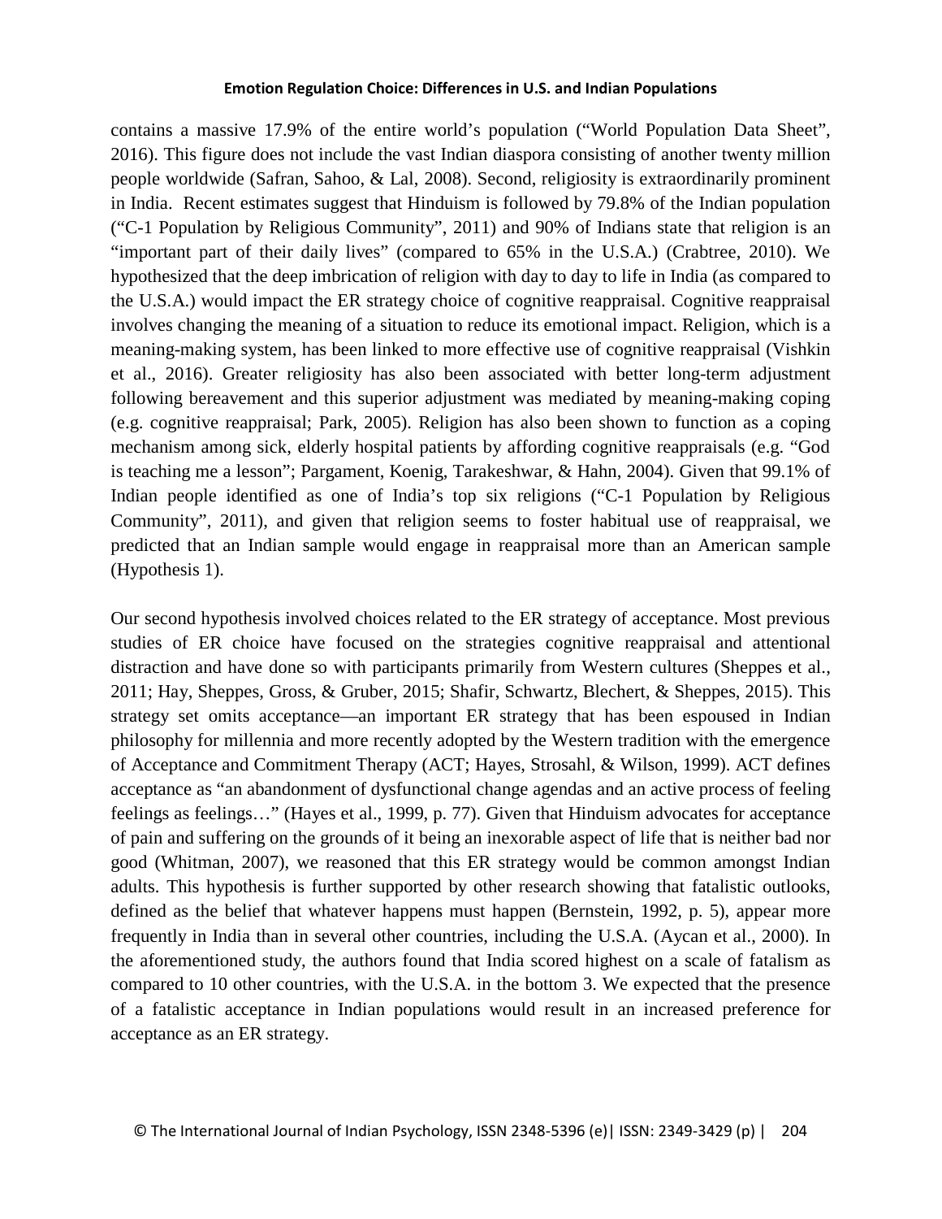contains a massive 17.9% of the entire world's population ("World Population Data Sheet", 2016). This figure does not include the vast Indian diaspora consisting of another twenty million people worldwide (Safran, Sahoo, & Lal, 2008). Second, religiosity is extraordinarily prominent in India. Recent estimates suggest that Hinduism is followed by 79.8% of the Indian population ("C-1 Population by Religious Community", 2011) and 90% of Indians state that religion is an "important part of their daily lives" (compared to 65% in the U.S.A.) (Crabtree, 2010). We hypothesized that the deep imbrication of religion with day to day to life in India (as compared to the U.S.A.) would impact the ER strategy choice of cognitive reappraisal. Cognitive reappraisal involves changing the meaning of a situation to reduce its emotional impact. Religion, which is a meaning-making system, has been linked to more effective use of cognitive reappraisal (Vishkin et al., 2016). Greater religiosity has also been associated with better long-term adjustment following bereavement and this superior adjustment was mediated by meaning-making coping (e.g. cognitive reappraisal; Park, 2005). Religion has also been shown to function as a coping mechanism among sick, elderly hospital patients by affording cognitive reappraisals (e.g. "God is teaching me a lesson"; Pargament, Koenig, Tarakeshwar, & Hahn, 2004). Given that 99.1% of Indian people identified as one of India's top six religions ("C-1 Population by Religious Community", 2011), and given that religion seems to foster habitual use of reappraisal, we predicted that an Indian sample would engage in reappraisal more than an American sample (Hypothesis 1).

Our second hypothesis involved choices related to the ER strategy of acceptance. Most previous studies of ER choice have focused on the strategies cognitive reappraisal and attentional distraction and have done so with participants primarily from Western cultures (Sheppes et al., 2011; Hay, Sheppes, Gross, & Gruber, 2015; Shafir, Schwartz, Blechert, & Sheppes, 2015). This strategy set omits acceptance—an important ER strategy that has been espoused in Indian philosophy for millennia and more recently adopted by the Western tradition with the emergence of Acceptance and Commitment Therapy (ACT; Hayes, Strosahl, & Wilson, 1999). ACT defines acceptance as "an abandonment of dysfunctional change agendas and an active process of feeling feelings as feelings…" (Hayes et al., 1999, p. 77). Given that Hinduism advocates for acceptance of pain and suffering on the grounds of it being an inexorable aspect of life that is neither bad nor good (Whitman, 2007), we reasoned that this ER strategy would be common amongst Indian adults. This hypothesis is further supported by other research showing that fatalistic outlooks, defined as the belief that whatever happens must happen (Bernstein, 1992, p. 5), appear more frequently in India than in several other countries, including the U.S.A. (Aycan et al., 2000). In the aforementioned study, the authors found that India scored highest on a scale of fatalism as compared to 10 other countries, with the U.S.A. in the bottom 3. We expected that the presence of a fatalistic acceptance in Indian populations would result in an increased preference for acceptance as an ER strategy.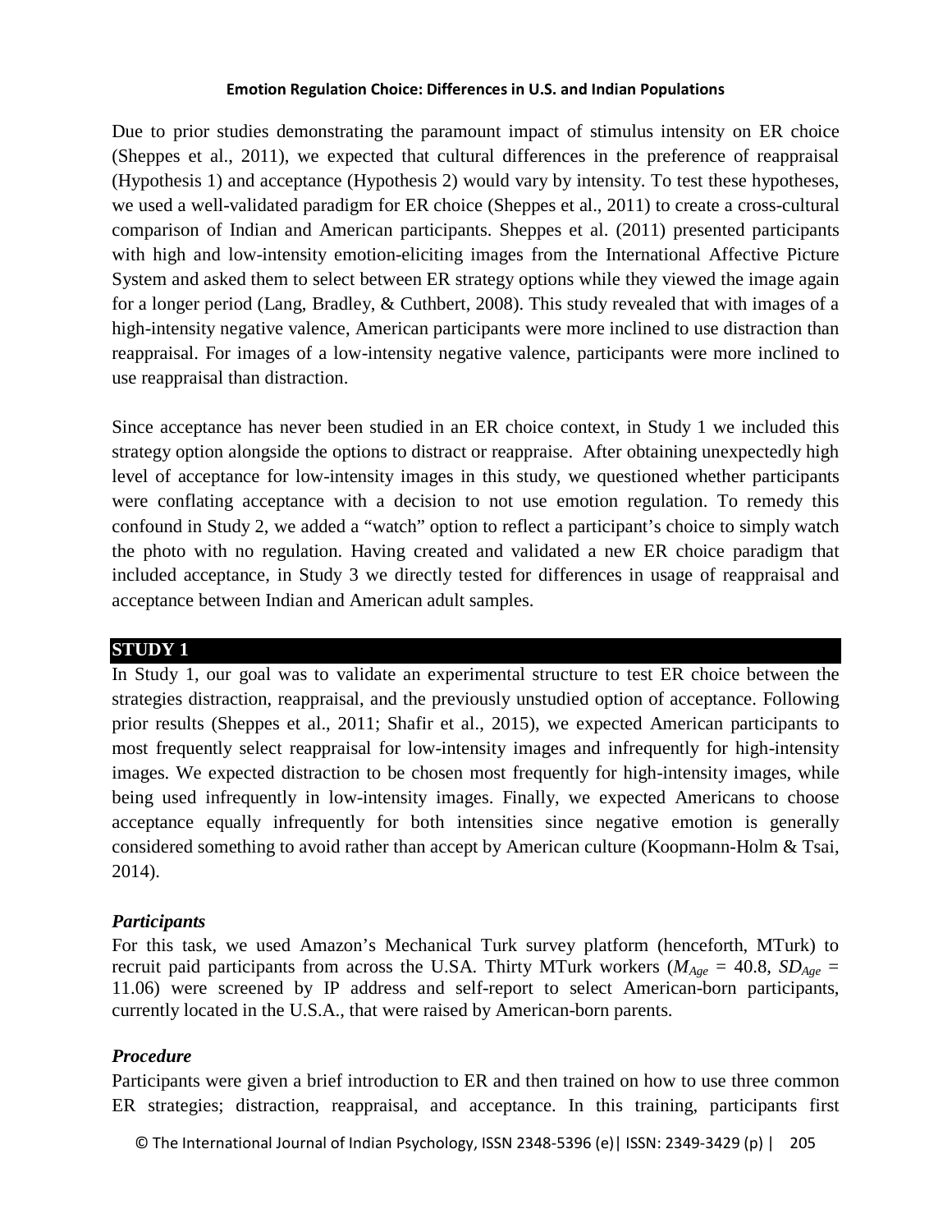Due to prior studies demonstrating the paramount impact of stimulus intensity on ER choice (Sheppes et al., 2011), we expected that cultural differences in the preference of reappraisal (Hypothesis 1) and acceptance (Hypothesis 2) would vary by intensity. To test these hypotheses, we used a well-validated paradigm for ER choice (Sheppes et al., 2011) to create a cross-cultural comparison of Indian and American participants. Sheppes et al. (2011) presented participants with high and low-intensity emotion-eliciting images from the International Affective Picture System and asked them to select between ER strategy options while they viewed the image again for a longer period (Lang, Bradley, & Cuthbert, 2008). This study revealed that with images of a high-intensity negative valence, American participants were more inclined to use distraction than reappraisal. For images of a low-intensity negative valence, participants were more inclined to use reappraisal than distraction.

Since acceptance has never been studied in an ER choice context, in Study 1 we included this strategy option alongside the options to distract or reappraise. After obtaining unexpectedly high level of acceptance for low-intensity images in this study, we questioned whether participants were conflating acceptance with a decision to not use emotion regulation. To remedy this confound in Study 2, we added a "watch" option to reflect a participant's choice to simply watch the photo with no regulation. Having created and validated a new ER choice paradigm that included acceptance, in Study 3 we directly tested for differences in usage of reappraisal and acceptance between Indian and American adult samples.

## STUDY 1

In Study 1, our goal was to validate an experimental structure to test ER choice between the strategies distraction, reappraisal, and the previously unstudied option of acceptance. Following prior results (Sheppes et al., 2011; Shafir et al., 2015), we expected American participants to most frequently select reappraisal for low-intensity images and infrequently for high-intensity images. We expected distraction to be chosen most frequently for high-intensity images, while being used infrequently in low-intensity images. Finally, we expected Americans to choose acceptance equally infrequently for both intensities since negative emotion is generally considered something to avoid rather than accept by American culture (Koopmann-Holm & Tsai, 2014).

### *Participants*

For this task, we used Amazon's Mechanical Turk survey platform (henceforth, MTurk) to recruit paid participants from across the U.S.A. Thirty MTurk workers ($M_{Age}$ = 40.8, $SD_{Age}$ = 11.06) were screened by IP address and self-report to select American-born participants, currently located in the U.S.A., that were raised by American-born parents.

### *Procedure*

Participants were given a brief introduction to ER and then trained on how to use three common ER strategies; distraction, reappraisal, and acceptance. In this training, participants first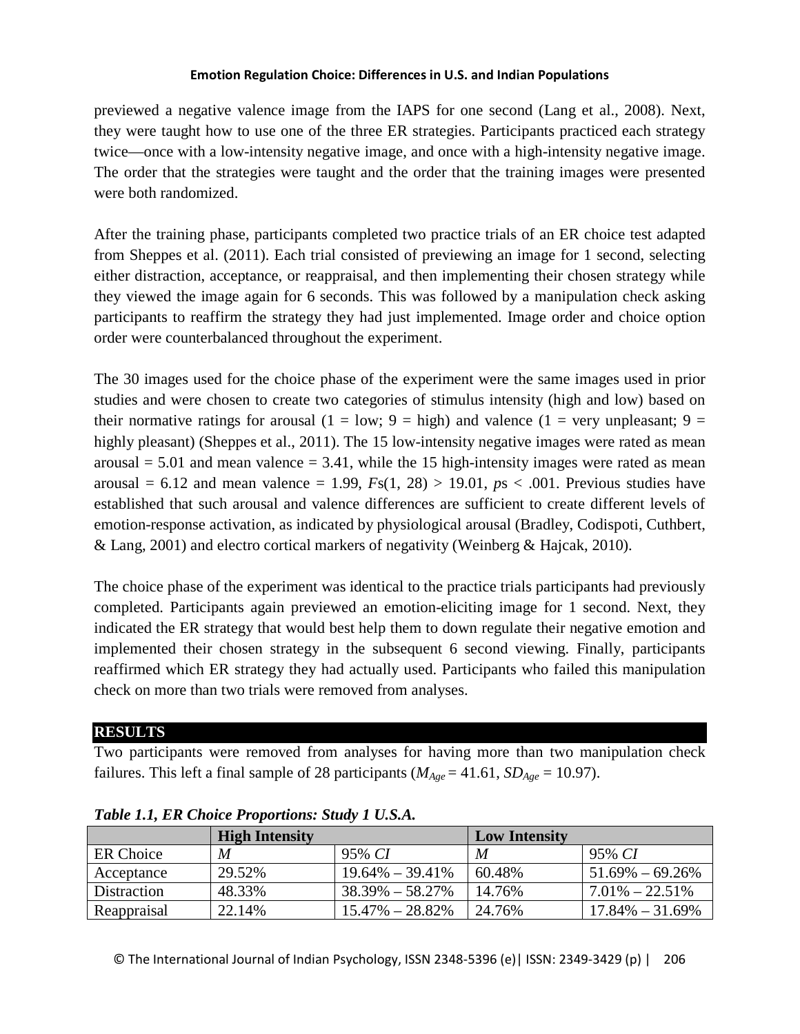previewed a negative valence image from the IAPS for one second (Lang et al., 2008). Next, they were taught how to use one of the three ER strategies. Participants practiced each strategy twice—once with a low-intensity negative image, and once with a high-intensity negative image. The order that the strategies were taught and the order that the training images were presented were both randomized.

After the training phase, participants completed two practice trials of an ER choice test adapted from Sheppes et al. (2011). Each trial consisted of previewing an image for 1 second, selecting either distraction, acceptance, or reappraisal, and then implementing their chosen strategy while they viewed the image again for 6 seconds. This was followed by a manipulation check asking participants to reaffirm the strategy they had just implemented. Image order and choice option order were counterbalanced throughout the experiment.

The 30 images used for the choice phase of the experiment were the same images used in prior studies and were chosen to create two categories of stimulus intensity (high and low) based on their normative ratings for arousal (1 = low; 9 = high) and valence (1 = very unpleasant; 9 = highly pleasant) (Sheppes et al., 2011). The 15 low-intensity negative images were rated as mean arousal = 5.01 and mean valence = 3.41, while the 15 high-intensity images were rated as mean arousal = 6.12 and mean valence = 1.99, $Fs(1, 28) > 19.01$, $ps < .001$. Previous studies have established that such arousal and valence differences are sufficient to create different levels of emotion-response activation, as indicated by physiological arousal (Bradley, Codispoti, Cuthbert, & Lang, 2001) and electro cortical markers of negativity (Weinberg & Hajcak, 2010).

The choice phase of the experiment was identical to the practice trials participants had previously completed. Participants again previewed an emotion-eliciting image for 1 second. Next, they indicated the ER strategy that would best help them to down regulate their negative emotion and implemented their chosen strategy in the subsequent 6 second viewing. Finally, participants reaffirmed which ER strategy they had actually used. Participants who failed this manipulation check on more than two trials were removed from analyses.

## RESULTS

Two participants were removed from analyses for having more than two manipulation check failures. This left a final sample of 28 participants ($M_{Age} = 41.61$, $SD_{Age} = 10.97$).

***Table 1.1, ER Choice Proportions: Study 1 U.S.A.***

| | **High Intensity** | | **Low Intensity** | |
|---|---|---|---|---|
| ER Choice | *M* | 95% *CI* | *M* | 95% *CI* |
| Acceptance | 29.52% | 19.64% – 39.41% | 60.48% | 51.69% – 69.26% |
| Distraction | 48.33% | 38.39% – 58.27% | 14.76% | 7.01% – 22.51% |
| Reappraisal | 22.14% | 15.47% – 28.82% | 24.76% | 17.84% – 31.69% |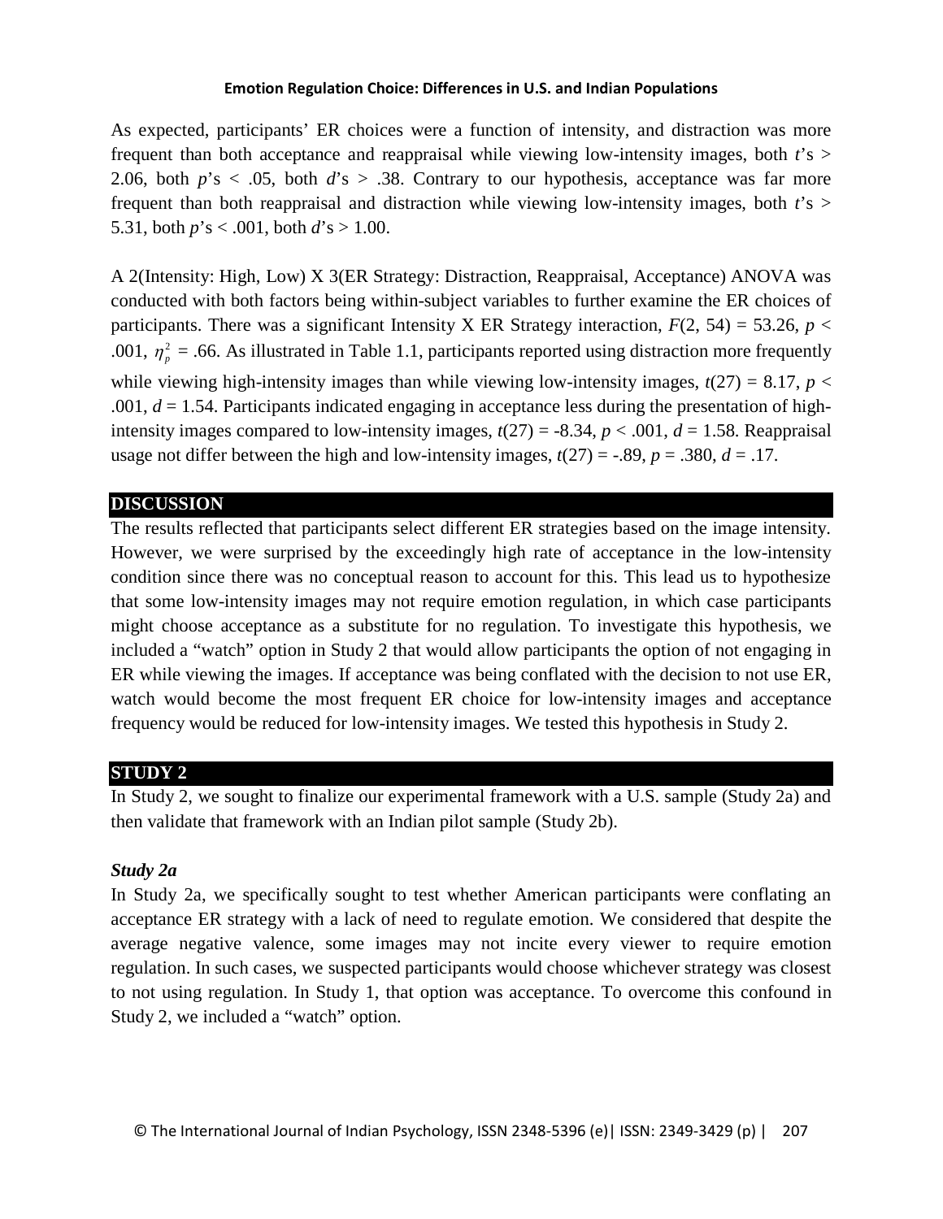As expected, participants' ER choices were a function of intensity, and distraction was more frequent than both acceptance and reappraisal while viewing low-intensity images, both $t$'s > 2.06, both $p$'s < .05, both $d$'s > .38. Contrary to our hypothesis, acceptance was far more frequent than both reappraisal and distraction while viewing low-intensity images, both $t$'s > 5.31, both $p$'s < .001, both $d$'s > 1.00.

A 2(Intensity: High, Low) X 3(ER Strategy: Distraction, Reappraisal, Acceptance) ANOVA was conducted with both factors being within-subject variables to further examine the ER choices of participants. There was a significant Intensity X ER Strategy interaction, $F(2, 54) = 53.26$, $p < .001$, $\eta_p^2 = .66$. As illustrated in Table 1.1, participants reported using distraction more frequently while viewing high-intensity images than while viewing low-intensity images, $t(27) = 8.17$, $p < .001$, $d = 1.54$. Participants indicated engaging in acceptance less during the presentation of high-intensity images compared to low-intensity images, $t(27) = -8.34$, $p < .001$, $d = 1.58$. Reappraisal usage not differ between the high and low-intensity images, $t(27) = -.89$, $p = .380$, $d = .17$.

## DISCUSSION

The results reflected that participants select different ER strategies based on the image intensity. However, we were surprised by the exceedingly high rate of acceptance in the low-intensity condition since there was no conceptual reason to account for this. This lead us to hypothesize that some low-intensity images may not require emotion regulation, in which case participants might choose acceptance as a substitute for no regulation. To investigate this hypothesis, we included a "watch" option in Study 2 that would allow participants the option of not engaging in ER while viewing the images. If acceptance was being conflated with the decision to not use ER, watch would become the most frequent ER choice for low-intensity images and acceptance frequency would be reduced for low-intensity images. We tested this hypothesis in Study 2.

## STUDY 2

In Study 2, we sought to finalize our experimental framework with a U.S. sample (Study 2a) and then validate that framework with an Indian pilot sample (Study 2b).

### *Study 2a*

In Study 2a, we specifically sought to test whether American participants were conflating an acceptance ER strategy with a lack of need to regulate emotion. We considered that despite the average negative valence, some images may not incite every viewer to require emotion regulation. In such cases, we suspected participants would choose whichever strategy was closest to not using regulation. In Study 1, that option was acceptance. To overcome this confound in Study 2, we included a "watch" option.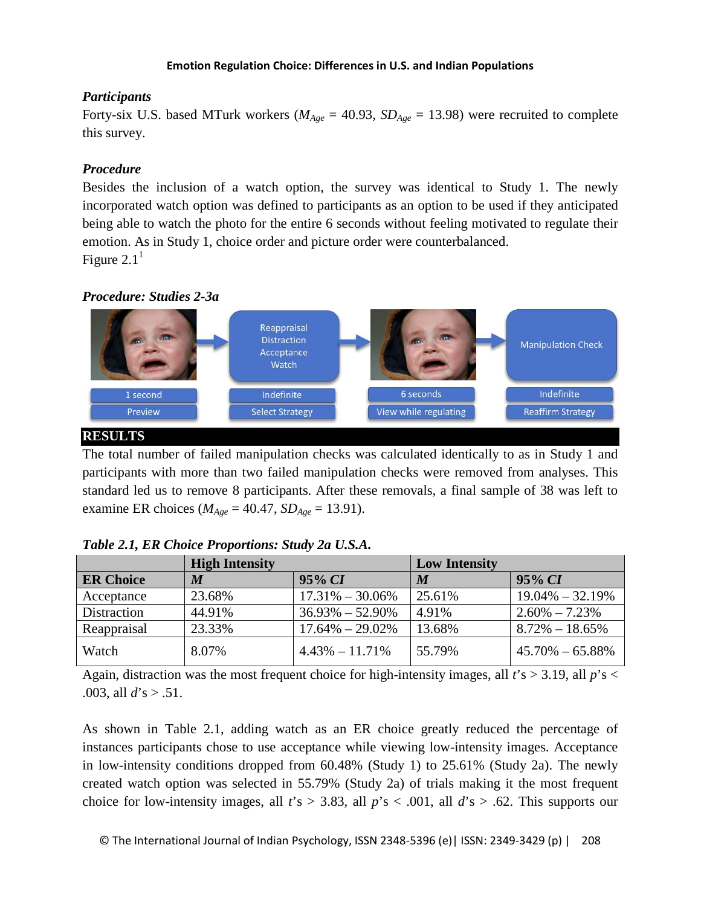### *Participants*

Forty-six U.S. based MTurk workers ($M_{Age}$ = 40.93, $SD_{Age}$ = 13.98) were recruited to complete this survey.

### *Procedure*

Besides the inclusion of a watch option, the survey was identical to Study 1. The newly incorporated watch option was defined to participants as an option to be used if they anticipated being able to watch the photo for the entire 6 seconds without feeling motivated to regulate their emotion. As in Study 1, choice order and picture order were counterbalanced.

Figure 2.1[1]

***Procedure: Studies 2-3a***

Reappraisal Distraction Acceptance Watch → Manipulation Check

1 second – Preview | Indefinite – Select Strategy | 6 seconds – View while regulating | Indefinite – Reaffirm Strategy

## RESULTS

The total number of failed manipulation checks was calculated identically to as in Study 1 and participants with more than two failed manipulation checks were removed from analyses. This standard led us to remove 8 participants. After these removals, a final sample of 38 was left to examine ER choices ($M_{Age}$ = 40.47, $SD_{Age}$ = 13.91).

***Table 2.1, ER Choice Proportions: Study 2a U.S.A.***

| | **High Intensity** | | **Low Intensity** | |
|---|---|---|---|---|
| **ER Choice** | ***M*** | ***95% CI*** | ***M*** | ***95% CI*** |
| Acceptance | 23.68% | 17.31% – 30.06% | 25.61% | 19.04% – 32.19% |
| Distraction | 44.91% | 36.93% – 52.90% | 4.91% | 2.60% – 7.23% |
| Reappraisal | 23.33% | 17.64% – 29.02% | 13.68% | 8.72% – 18.65% |
| Watch | 8.07% | 4.43% – 11.71% | 55.79% | 45.70% – 65.88% |

Again, distraction was the most frequent choice for high-intensity images, all $t$'s > 3.19, all $p$'s < .003, all $d$'s > .51.

As shown in Table 2.1, adding watch as an ER choice greatly reduced the percentage of instances participants chose to use acceptance while viewing low-intensity images. Acceptance in low-intensity conditions dropped from 60.48% (Study 1) to 25.61% (Study 2a). The newly created watch option was selected in 55.79% (Study 2a) of trials making it the most frequent choice for low-intensity images, all $t$'s > 3.83, all $p$'s < .001, all $d$'s > .62. This supports our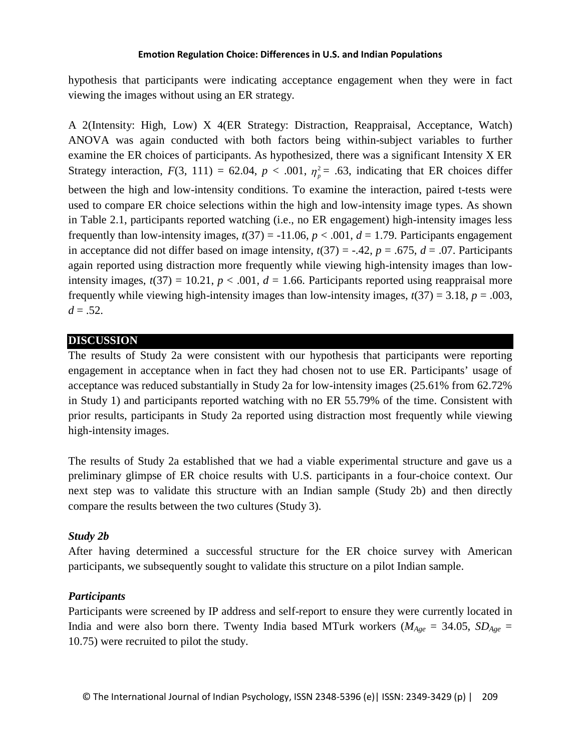hypothesis that participants were indicating acceptance engagement when they were in fact viewing the images without using an ER strategy.

A 2(Intensity: High, Low) X 4(ER Strategy: Distraction, Reappraisal, Acceptance, Watch) ANOVA was again conducted with both factors being within-subject variables to further examine the ER choices of participants. As hypothesized, there was a significant Intensity X ER Strategy interaction, $F(3, 111) = 62.04$, $p < .001$, $\eta_p^2 = .63$, indicating that ER choices differ between the high and low-intensity conditions. To examine the interaction, paired t-tests were used to compare ER choice selections within the high and low-intensity image types. As shown in Table 2.1, participants reported watching (i.e., no ER engagement) high-intensity images less frequently than low-intensity images, $t(37) = -11.06$, $p < .001$, $d = 1.79$. Participants engagement in acceptance did not differ based on image intensity, $t(37) = -.42$, $p = .675$, $d = .07$. Participants again reported using distraction more frequently while viewing high-intensity images than low-intensity images, $t(37) = 10.21$, $p < .001$, $d = 1.66$. Participants reported using reappraisal more frequently while viewing high-intensity images than low-intensity images, $t(37) = 3.18$, $p = .003$, $d = .52$.

## DISCUSSION

The results of Study 2a were consistent with our hypothesis that participants were reporting engagement in acceptance when in fact they had chosen not to use ER. Participants' usage of acceptance was reduced substantially in Study 2a for low-intensity images (25.61% from 62.72% in Study 1) and participants reported watching with no ER 55.79% of the time. Consistent with prior results, participants in Study 2a reported using distraction most frequently while viewing high-intensity images.

The results of Study 2a established that we had a viable experimental structure and gave us a preliminary glimpse of ER choice results with U.S. participants in a four-choice context. Our next step was to validate this structure with an Indian sample (Study 2b) and then directly compare the results between the two cultures (Study 3).

### *Study 2b*

After having determined a successful structure for the ER choice survey with American participants, we subsequently sought to validate this structure on a pilot Indian sample.

### *Participants*

Participants were screened by IP address and self-report to ensure they were currently located in India and were also born there. Twenty India based MTurk workers ($M_{Age} = 34.05$, $SD_{Age} = 10.75$) were recruited to pilot the study.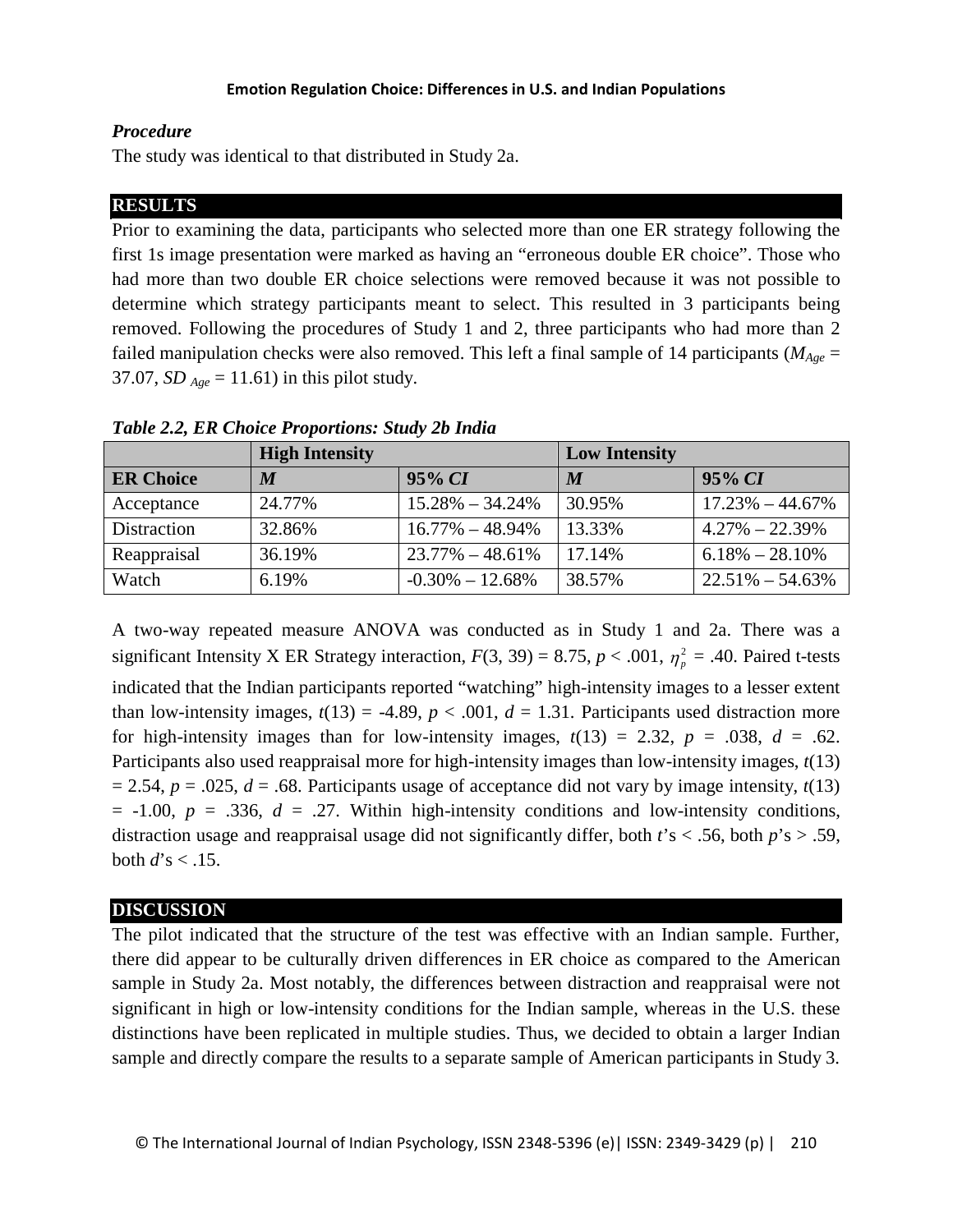### *Procedure*

The study was identical to that distributed in Study 2a.

## RESULTS

Prior to examining the data, participants who selected more than one ER strategy following the first 1s image presentation were marked as having an "erroneous double ER choice". Those who had more than two double ER choice selections were removed because it was not possible to determine which strategy participants meant to select. This resulted in 3 participants being removed. Following the procedures of Study 1 and 2, three participants who had more than 2 failed manipulation checks were also removed. This left a final sample of 14 participants ($M_{Age}$ = 37.07, $SD_{Age}$ = 11.61) in this pilot study.

***Table 2.2, ER Choice Proportions: Study 2b India***

| | **High Intensity** | | **Low Intensity** | |
|---|---|---|---|---|
| **ER Choice** | ***M*** | **95% *CI*** | ***M*** | **95% *CI*** |
| Acceptance | 24.77% | 15.28% – 34.24% | 30.95% | 17.23% – 44.67% |
| Distraction | 32.86% | 16.77% – 48.94% | 13.33% | 4.27% – 22.39% |
| Reappraisal | 36.19% | 23.77% – 48.61% | 17.14% | 6.18% – 28.10% |
| Watch | 6.19% | -0.30% – 12.68% | 38.57% | 22.51% – 54.63% |

A two-way repeated measure ANOVA was conducted as in Study 1 and 2a. There was a significant Intensity X ER Strategy interaction, $F(3, 39) = 8.75$, $p < .001$, $\eta_p^2 = .40$. Paired t-tests indicated that the Indian participants reported "watching" high-intensity images to a lesser extent than low-intensity images, $t(13) = -4.89$, $p < .001$, $d = 1.31$. Participants used distraction more for high-intensity images than for low-intensity images, $t(13) = 2.32$, $p = .038$, $d = .62$. Participants also used reappraisal more for high-intensity images than low-intensity images, $t(13) = 2.54$, $p = .025$, $d = .68$. Participants usage of acceptance did not vary by image intensity, $t(13) = -1.00$, $p = .336$, $d = .27$. Within high-intensity conditions and low-intensity conditions, distraction usage and reappraisal usage did not significantly differ, both $t$'s < .56, both $p$'s > .59, both $d$'s < .15.

## DISCUSSION

The pilot indicated that the structure of the test was effective with an Indian sample. Further, there did appear to be culturally driven differences in ER choice as compared to the American sample in Study 2a. Most notably, the differences between distraction and reappraisal were not significant in high or low-intensity conditions for the Indian sample, whereas in the U.S. these distinctions have been replicated in multiple studies. Thus, we decided to obtain a larger Indian sample and directly compare the results to a separate sample of American participants in Study 3.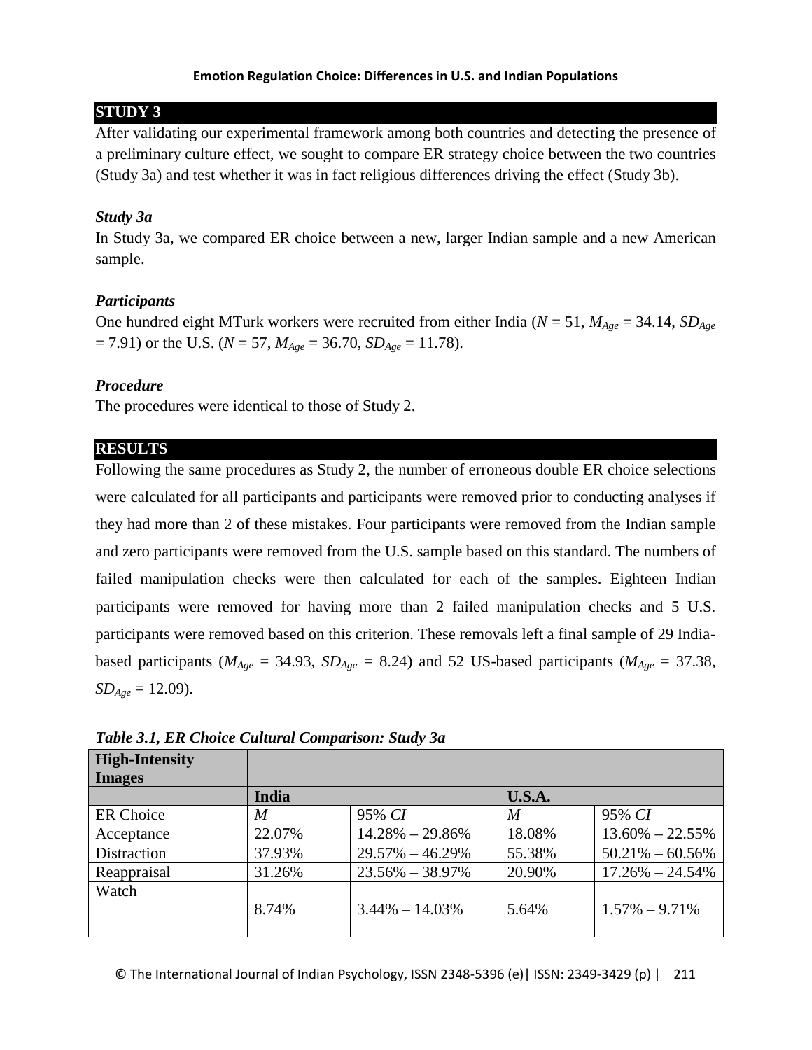## STUDY 3

After validating our experimental framework among both countries and detecting the presence of a preliminary culture effect, we sought to compare ER strategy choice between the two countries (Study 3a) and test whether it was in fact religious differences driving the effect (Study 3b).

### *Study 3a*

In Study 3a, we compared ER choice between a new, larger Indian sample and a new American sample.

### *Participants*

One hundred eight MTurk workers were recruited from either India ($N$ = 51, $M_{Age}$ = 34.14, $SD_{Age}$ = 7.91) or the U.S. ($N$ = 57, $M_{Age}$ = 36.70, $SD_{Age}$ = 11.78).

### *Procedure*

The procedures were identical to those of Study 2.

## RESULTS

Following the same procedures as Study 2, the number of erroneous double ER choice selections were calculated for all participants and participants were removed prior to conducting analyses if they had more than 2 of these mistakes. Four participants were removed from the Indian sample and zero participants were removed from the U.S. sample based on this standard. The numbers of failed manipulation checks were then calculated for each of the samples. Eighteen Indian participants were removed for having more than 2 failed manipulation checks and 5 U.S. participants were removed based on this criterion. These removals left a final sample of 29 India-based participants ($M_{Age}$ = 34.93, $SD_{Age}$ = 8.24) and 52 US-based participants ($M_{Age}$ = 37.38, $SD_{Age}$ = 12.09).

***Table 3.1, ER Choice Cultural Comparison: Study 3a***

| **High-Intensity Images** | | | | |
|---|---|---|---|---|
| | **India** | | **U.S.A.** | |
| ER Choice | *M* | 95% *CI* | *M* | 95% *CI* |
| Acceptance | 22.07% | 14.28% – 29.86% | 18.08% | 13.60% – 22.55% |
| Distraction | 37.93% | 29.57% – 46.29% | 55.38% | 50.21% – 60.56% |
| Reappraisal | 31.26% | 23.56% – 38.97% | 20.90% | 17.26% – 24.54% |
| Watch | 8.74% | 3.44% – 14.03% | 5.64% | 1.57% – 9.71% |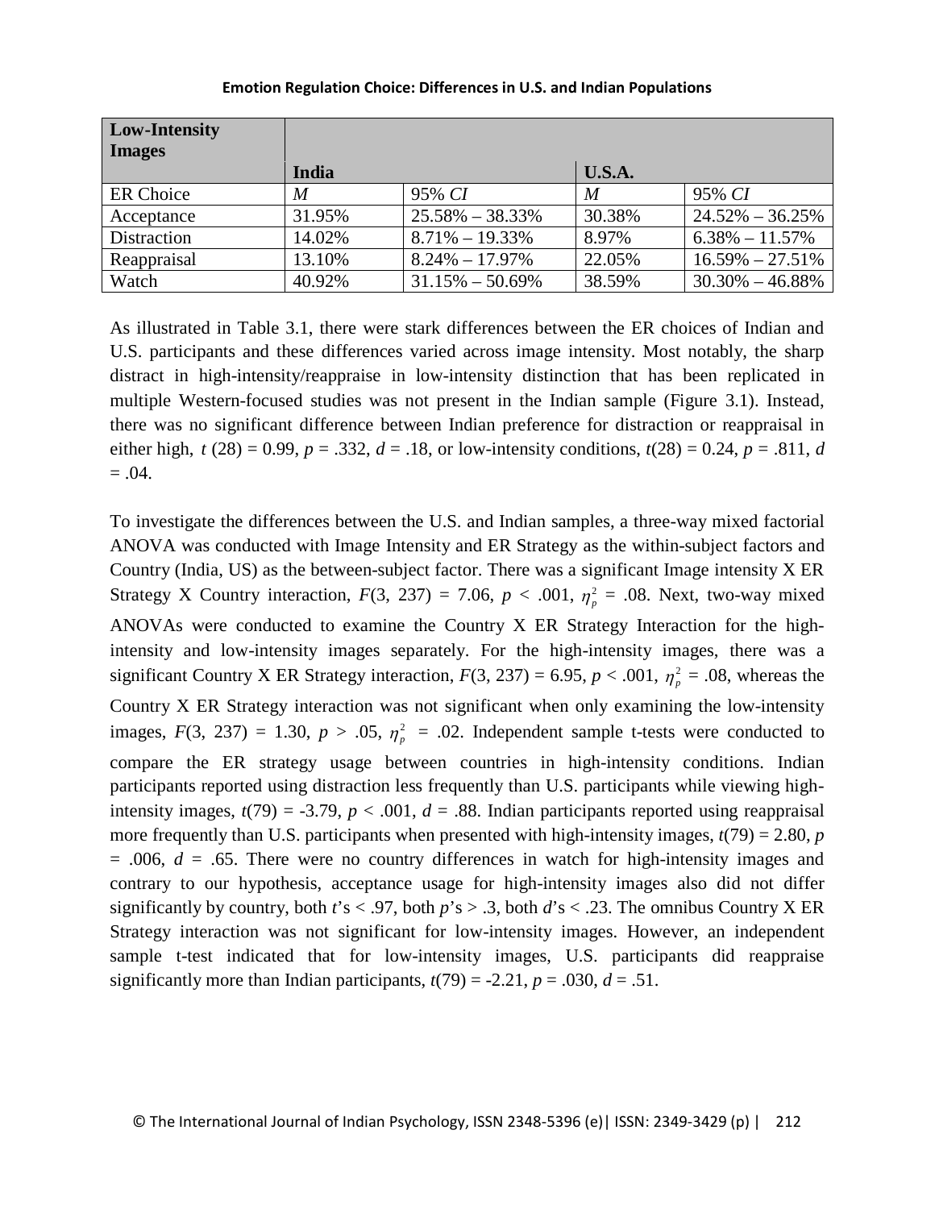| **Low-Intensity Images** | | | | |
|---|---|---|---|---|
| | **India** | | **U.S.A.** | |
| ER Choice | *M* | 95% *CI* | *M* | 95% *CI* |
| Acceptance | 31.95% | 25.58% – 38.33% | 30.38% | 24.52% – 36.25% |
| Distraction | 14.02% | 8.71% – 19.33% | 8.97% | 6.38% – 11.57% |
| Reappraisal | 13.10% | 8.24% – 17.97% | 22.05% | 16.59% – 27.51% |
| Watch | 40.92% | 31.15% – 50.69% | 38.59% | 30.30% – 46.88% |

As illustrated in Table 3.1, there were stark differences between the ER choices of Indian and U.S. participants and these differences varied across image intensity. Most notably, the sharp distract in high-intensity/reappraise in low-intensity distinction that has been replicated in multiple Western-focused studies was not present in the Indian sample (Figure 3.1). Instead, there was no significant difference between Indian preference for distraction or reappraisal in either high, $t(28) = 0.99$, $p = .332$, $d = .18$, or low-intensity conditions, $t(28) = 0.24$, $p = .811$, $d = .04$.

To investigate the differences between the U.S. and Indian samples, a three-way mixed factorial ANOVA was conducted with Image Intensity and ER Strategy as the within-subject factors and Country (India, US) as the between-subject factor. There was a significant Image intensity X ER Strategy X Country interaction, $F(3, 237) = 7.06$, $p < .001$, $\eta_p^2 = .08$. Next, two-way mixed ANOVAs were conducted to examine the Country X ER Strategy Interaction for the high-intensity and low-intensity images separately. For the high-intensity images, there was a significant Country X ER Strategy interaction, $F(3, 237) = 6.95$, $p < .001$, $\eta_p^2 = .08$, whereas the Country X ER Strategy interaction was not significant when only examining the low-intensity images, $F(3, 237) = 1.30$, $p > .05$, $\eta_p^2 = .02$. Independent sample t-tests were conducted to compare the ER strategy usage between countries in high-intensity conditions. Indian participants reported using distraction less frequently than U.S. participants while viewing high-intensity images, $t(79) = -3.79$, $p < .001$, $d = .88$. Indian participants reported using reappraisal more frequently than U.S. participants when presented with high-intensity images, $t(79) = 2.80$, $p = .006$, $d = .65$. There were no country differences in watch for high-intensity images and contrary to our hypothesis, acceptance usage for high-intensity images also did not differ significantly by country, both $t$'s < .97, both $p$'s > .3, both $d$'s < .23. The omnibus Country X ER Strategy interaction was not significant for low-intensity images. However, an independent sample t-test indicated that for low-intensity images, U.S. participants did reappraise significantly more than Indian participants, $t(79) = -2.21$, $p = .030$, $d = .51$.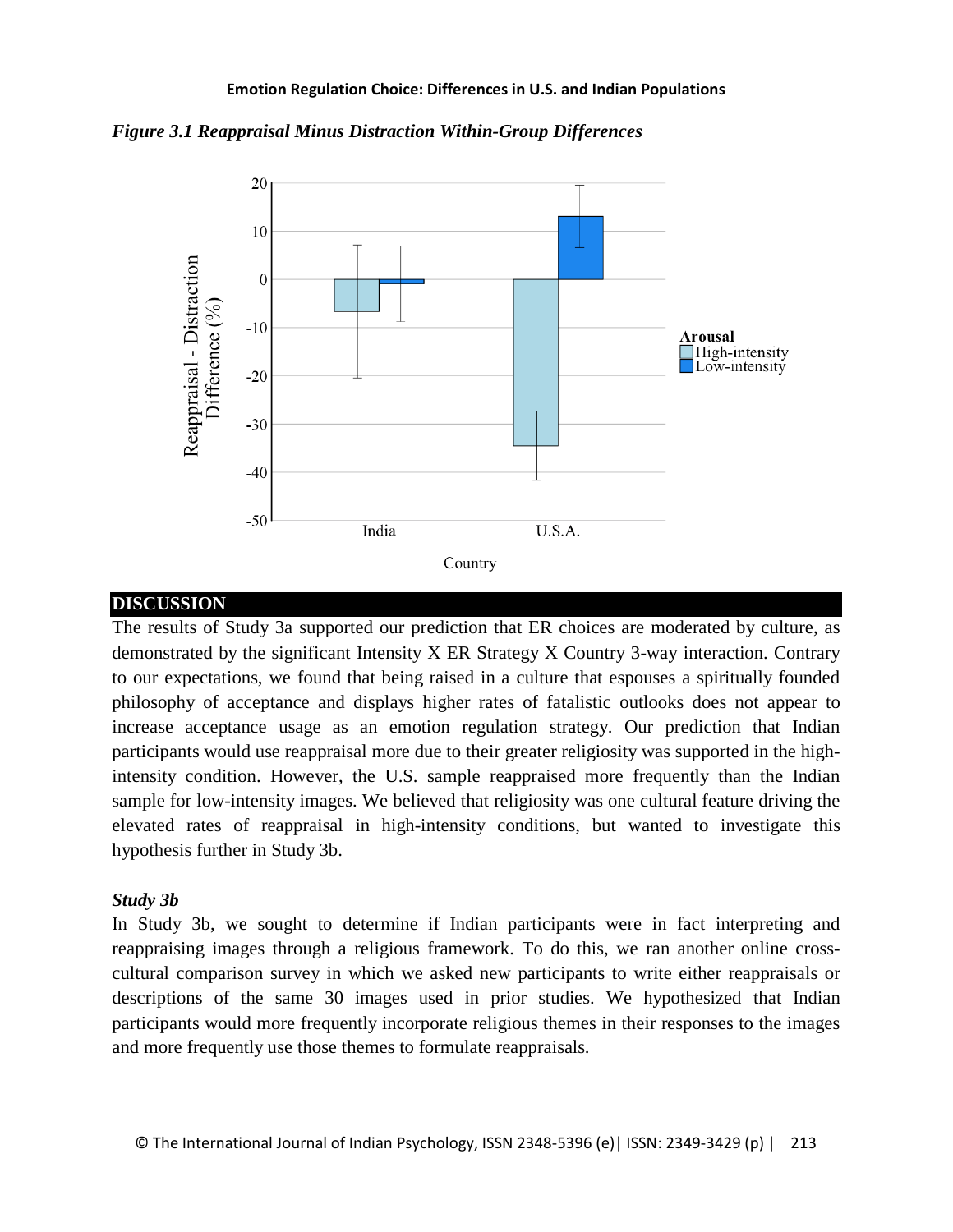*Figure 3.1 Reappraisal Minus Distraction Within-Group Differences*

## DISCUSSION

The results of Study 3a supported our prediction that ER choices are moderated by culture, as demonstrated by the significant Intensity X ER Strategy X Country 3-way interaction. Contrary to our expectations, we found that being raised in a culture that espouses a spiritually founded philosophy of acceptance and displays higher rates of fatalistic outlooks does not appear to increase acceptance usage as an emotion regulation strategy. Our prediction that Indian participants would use reappraisal more due to their greater religiosity was supported in the high-intensity condition. However, the U.S. sample reappraised more frequently than the Indian sample for low-intensity images. We believed that religiosity was one cultural feature driving the elevated rates of reappraisal in high-intensity conditions, but wanted to investigate this hypothesis further in Study 3b.

### *Study 3b*

In Study 3b, we sought to determine if Indian participants were in fact interpreting and reappraising images through a religious framework. To do this, we ran another online cross-cultural comparison survey in which we asked new participants to write either reappraisals or descriptions of the same 30 images used in prior studies. We hypothesized that Indian participants would more frequently incorporate religious themes in their responses to the images and more frequently use those themes to formulate reappraisals.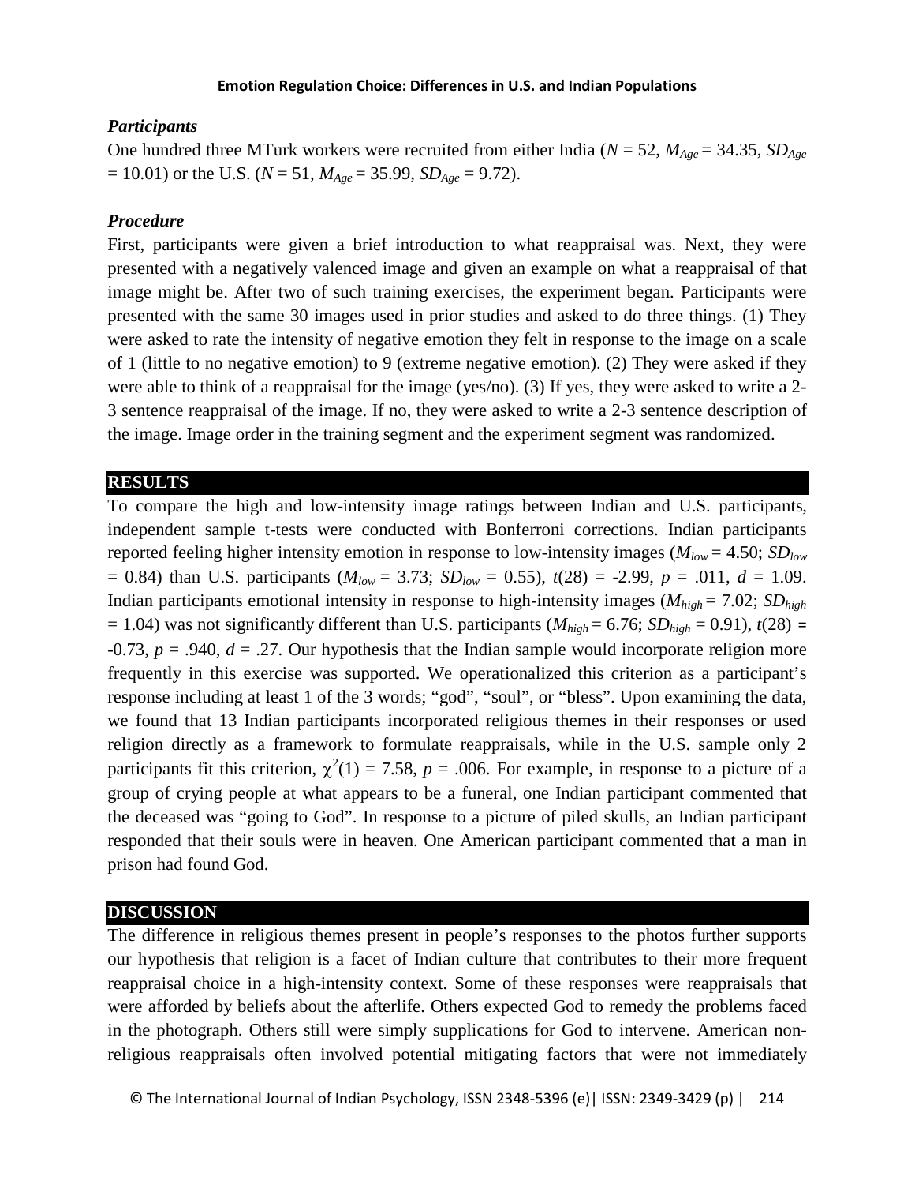### *Participants*

One hundred three MTurk workers were recruited from either India ($N$ = 52, $M_{Age}$ = 34.35, $SD_{Age}$ = 10.01) or the U.S. ($N$ = 51, $M_{Age}$ = 35.99, $SD_{Age}$ = 9.72).

### *Procedure*

First, participants were given a brief introduction to what reappraisal was. Next, they were presented with a negatively valenced image and given an example on what a reappraisal of that image might be. After two of such training exercises, the experiment began. Participants were presented with the same 30 images used in prior studies and asked to do three things. (1) They were asked to rate the intensity of negative emotion they felt in response to the image on a scale of 1 (little to no negative emotion) to 9 (extreme negative emotion). (2) They were asked if they were able to think of a reappraisal for the image (yes/no). (3) If yes, they were asked to write a 2-3 sentence reappraisal of the image. If no, they were asked to write a 2-3 sentence description of the image. Image order in the training segment and the experiment segment was randomized.

## RESULTS

To compare the high and low-intensity image ratings between Indian and U.S. participants, independent sample t-tests were conducted with Bonferroni corrections. Indian participants reported feeling higher intensity emotion in response to low-intensity images ($M_{low}$ = 4.50; $SD_{low}$ = 0.84) than U.S. participants ($M_{low}$ = 3.73; $SD_{low}$ = 0.55), $t(28)$ = -2.99, $p$ = .011, $d$ = 1.09. Indian participants emotional intensity in response to high-intensity images ($M_{high}$ = 7.02; $SD_{high}$ = 1.04) was not significantly different than U.S. participants ($M_{high}$ = 6.76; $SD_{high}$ = 0.91), $t(28)$ = -0.73, $p$ = .940, $d$ = .27. Our hypothesis that the Indian sample would incorporate religion more frequently in this exercise was supported. We operationalized this criterion as a participant's response including at least 1 of the 3 words; "god", "soul", or "bless". Upon examining the data, we found that 13 Indian participants incorporated religious themes in their responses or used religion directly as a framework to formulate reappraisals, while in the U.S. sample only 2 participants fit this criterion, $\chi^2(1)$ = 7.58, $p$ = .006. For example, in response to a picture of a group of crying people at what appears to be a funeral, one Indian participant commented that the deceased was "going to God". In response to a picture of piled skulls, an Indian participant responded that their souls were in heaven. One American participant commented that a man in prison had found God.

## DISCUSSION

The difference in religious themes present in people's responses to the photos further supports our hypothesis that religion is a facet of Indian culture that contributes to their more frequent reappraisal choice in a high-intensity context. Some of these responses were reappraisals that were afforded by beliefs about the afterlife. Others expected God to remedy the problems faced in the photograph. Others still were simply supplications for God to intervene. American non-religious reappraisals often involved potential mitigating factors that were not immediately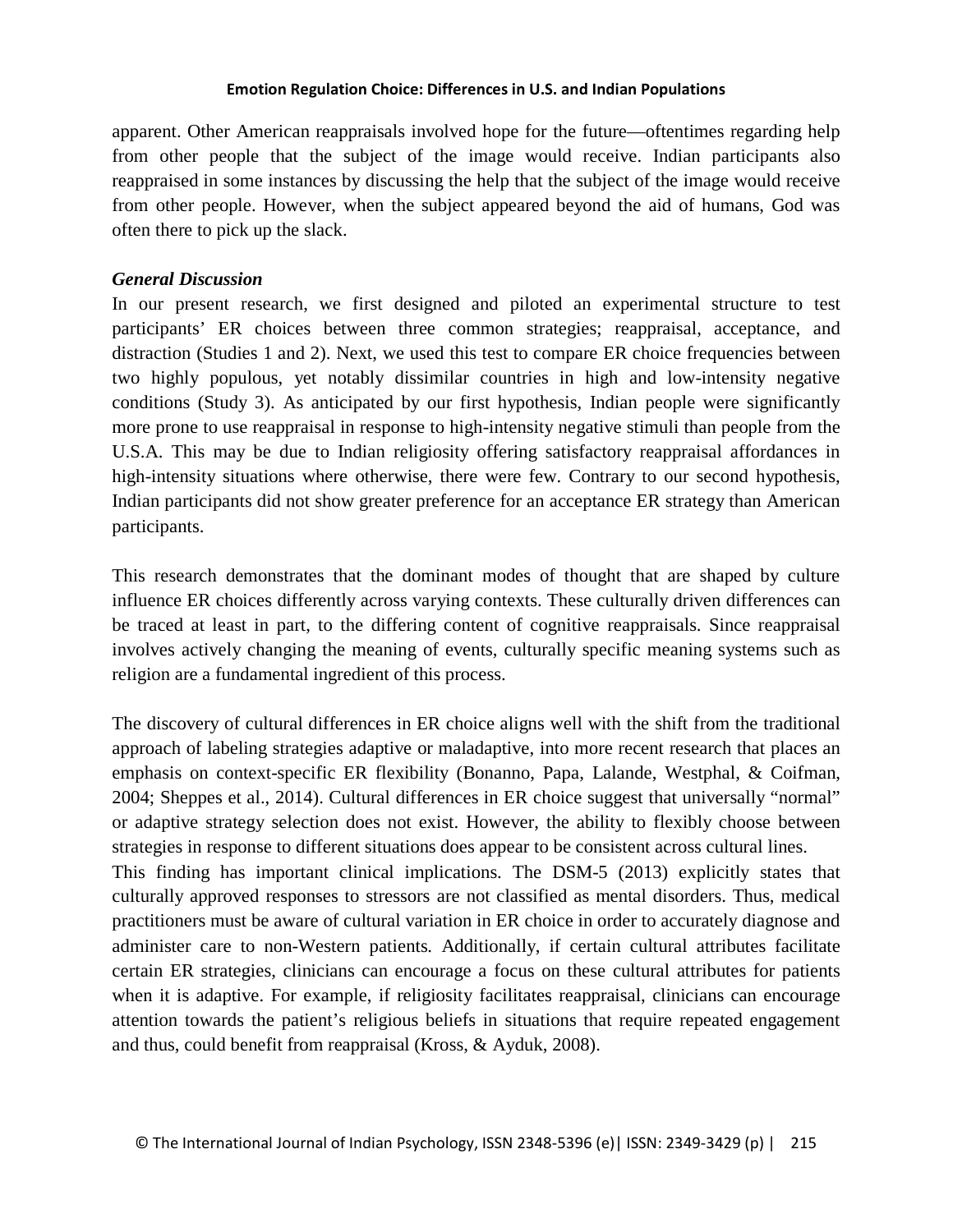apparent. Other American reappraisals involved hope for the future—oftentimes regarding help from other people that the subject of the image would receive. Indian participants also reappraised in some instances by discussing the help that the subject of the image would receive from other people. However, when the subject appeared beyond the aid of humans, God was often there to pick up the slack.

### *General Discussion*

In our present research, we first designed and piloted an experimental structure to test participants' ER choices between three common strategies; reappraisal, acceptance, and distraction (Studies 1 and 2). Next, we used this test to compare ER choice frequencies between two highly populous, yet notably dissimilar countries in high and low-intensity negative conditions (Study 3). As anticipated by our first hypothesis, Indian people were significantly more prone to use reappraisal in response to high-intensity negative stimuli than people from the U.S.A. This may be due to Indian religiosity offering satisfactory reappraisal affordances in high-intensity situations where otherwise, there were few. Contrary to our second hypothesis, Indian participants did not show greater preference for an acceptance ER strategy than American participants.

This research demonstrates that the dominant modes of thought that are shaped by culture influence ER choices differently across varying contexts. These culturally driven differences can be traced at least in part, to the differing content of cognitive reappraisals. Since reappraisal involves actively changing the meaning of events, culturally specific meaning systems such as religion are a fundamental ingredient of this process.

The discovery of cultural differences in ER choice aligns well with the shift from the traditional approach of labeling strategies adaptive or maladaptive, into more recent research that places an emphasis on context-specific ER flexibility (Bonanno, Papa, Lalande, Westphal, & Coifman, 2004; Sheppes et al., 2014). Cultural differences in ER choice suggest that universally "normal" or adaptive strategy selection does not exist. However, the ability to flexibly choose between strategies in response to different situations does appear to be consistent across cultural lines.

This finding has important clinical implications. The DSM-5 (2013) explicitly states that culturally approved responses to stressors are not classified as mental disorders. Thus, medical practitioners must be aware of cultural variation in ER choice in order to accurately diagnose and administer care to non-Western patients. Additionally, if certain cultural attributes facilitate certain ER strategies, clinicians can encourage a focus on these cultural attributes for patients when it is adaptive. For example, if religiosity facilitates reappraisal, clinicians can encourage attention towards the patient's religious beliefs in situations that require repeated engagement and thus, could benefit from reappraisal (Kross, & Ayduk, 2008).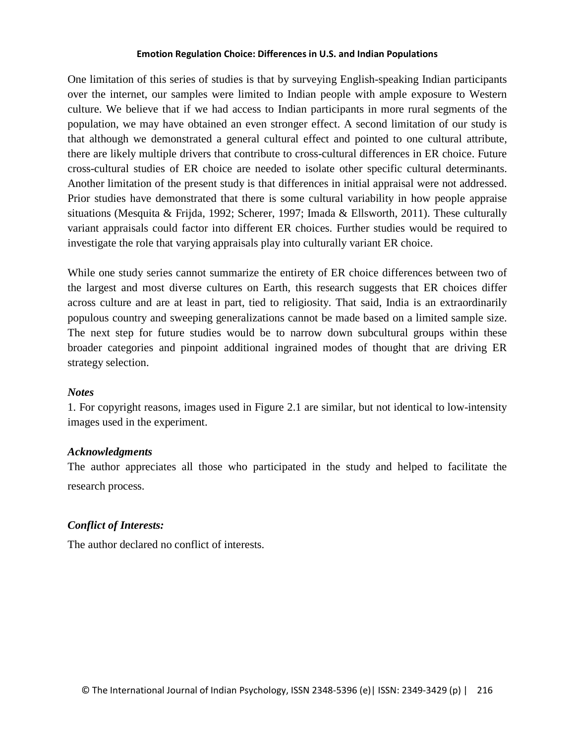One limitation of this series of studies is that by surveying English-speaking Indian participants over the internet, our samples were limited to Indian people with ample exposure to Western culture. We believe that if we had access to Indian participants in more rural segments of the population, we may have obtained an even stronger effect. A second limitation of our study is that although we demonstrated a general cultural effect and pointed to one cultural attribute, there are likely multiple drivers that contribute to cross-cultural differences in ER choice. Future cross-cultural studies of ER choice are needed to isolate other specific cultural determinants. Another limitation of the present study is that differences in initial appraisal were not addressed. Prior studies have demonstrated that there is some cultural variability in how people appraise situations (Mesquita & Frijda, 1992; Scherer, 1997; Imada & Ellsworth, 2011). These culturally variant appraisals could factor into different ER choices. Further studies would be required to investigate the role that varying appraisals play into culturally variant ER choice.

While one study series cannot summarize the entirety of ER choice differences between two of the largest and most diverse cultures on Earth, this research suggests that ER choices differ across culture and are at least in part, tied to religiosity. That said, India is an extraordinarily populous country and sweeping generalizations cannot be made based on a limited sample size. The next step for future studies would be to narrow down subcultural groups within these broader categories and pinpoint additional ingrained modes of thought that are driving ER strategy selection.

***Notes***

1. For copyright reasons, images used in Figure 2.1 are similar, but not identical to low-intensity images used in the experiment.

***Acknowledgments***

The author appreciates all those who participated in the study and helped to facilitate the research process.

***Conflict of Interests:***

The author declared no conflict of interests.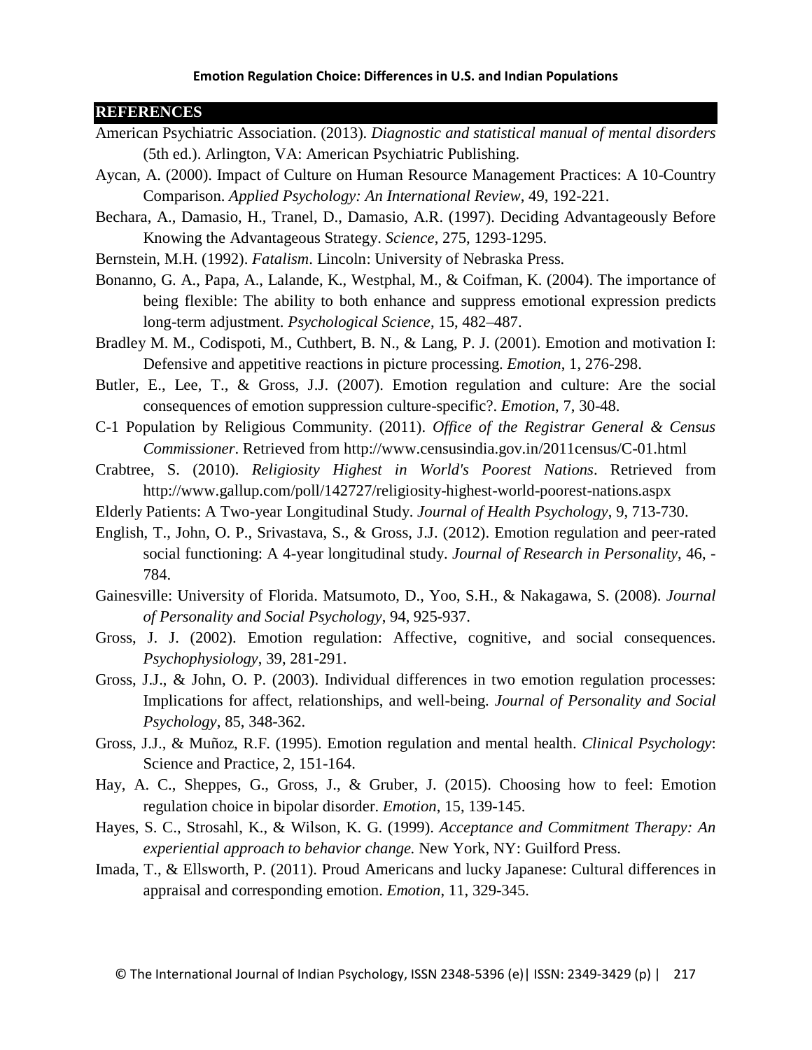## REFERENCES

American Psychiatric Association. (2013). *Diagnostic and statistical manual of mental disorders* (5th ed.). Arlington, VA: American Psychiatric Publishing.

Aycan, A. (2000). Impact of Culture on Human Resource Management Practices: A 10-Country Comparison. *Applied Psychology: An International Review*, 49, 192-221.

Bechara, A., Damasio, H., Tranel, D., Damasio, A.R. (1997). Deciding Advantageously Before Knowing the Advantageous Strategy. *Science*, 275, 1293-1295.

Bernstein, M.H. (1992). *Fatalism*. Lincoln: University of Nebraska Press.

Bonanno, G. A., Papa, A., Lalande, K., Westphal, M., & Coifman, K. (2004). The importance of being flexible: The ability to both enhance and suppress emotional expression predicts long-term adjustment. *Psychological Science*, 15, 482–487.

Bradley M. M., Codispoti, M., Cuthbert, B. N., & Lang, P. J. (2001). Emotion and motivation I: Defensive and appetitive reactions in picture processing. *Emotion*, 1, 276-298.

Butler, E., Lee, T., & Gross, J.J. (2007). Emotion regulation and culture: Are the social consequences of emotion suppression culture-specific?. *Emotion*, 7, 30-48.

C-1 Population by Religious Community. (2011). *Office of the Registrar General & Census Commissioner*. Retrieved from http://www.censusindia.gov.in/2011census/C-01.html

Crabtree, S. (2010). *Religiosity Highest in World's Poorest Nations*. Retrieved from http://www.gallup.com/poll/142727/religiosity-highest-world-poorest-nations.aspx

Elderly Patients: A Two-year Longitudinal Study. *Journal of Health Psychology*, 9, 713-730.

English, T., John, O. P., Srivastava, S., & Gross, J.J. (2012). Emotion regulation and peer-rated social functioning: A 4-year longitudinal study. *Journal of Research in Personality*, 46, -784.

Gainesville: University of Florida. Matsumoto, D., Yoo, S.H., & Nakagawa, S. (2008). *Journal of Personality and Social Psychology*, 94, 925-937.

Gross, J. J. (2002). Emotion regulation: Affective, cognitive, and social consequences. *Psychophysiology*, 39, 281-291.

Gross, J.J., & John, O. P. (2003). Individual differences in two emotion regulation processes: Implications for affect, relationships, and well-being. *Journal of Personality and Social Psychology*, 85, 348-362.

Gross, J.J., & Muñoz, R.F. (1995). Emotion regulation and mental health. *Clinical Psychology*: Science and Practice, 2, 151-164.

Hay, A. C., Sheppes, G., Gross, J., & Gruber, J. (2015). Choosing how to feel: Emotion regulation choice in bipolar disorder. *Emotion*, 15, 139-145.

Hayes, S. C., Strosahl, K., & Wilson, K. G. (1999). *Acceptance and Commitment Therapy: An experiential approach to behavior change.* New York, NY: Guilford Press.

Imada, T., & Ellsworth, P. (2011). Proud Americans and lucky Japanese: Cultural differences in appraisal and corresponding emotion. *Emotion*, 11, 329-345.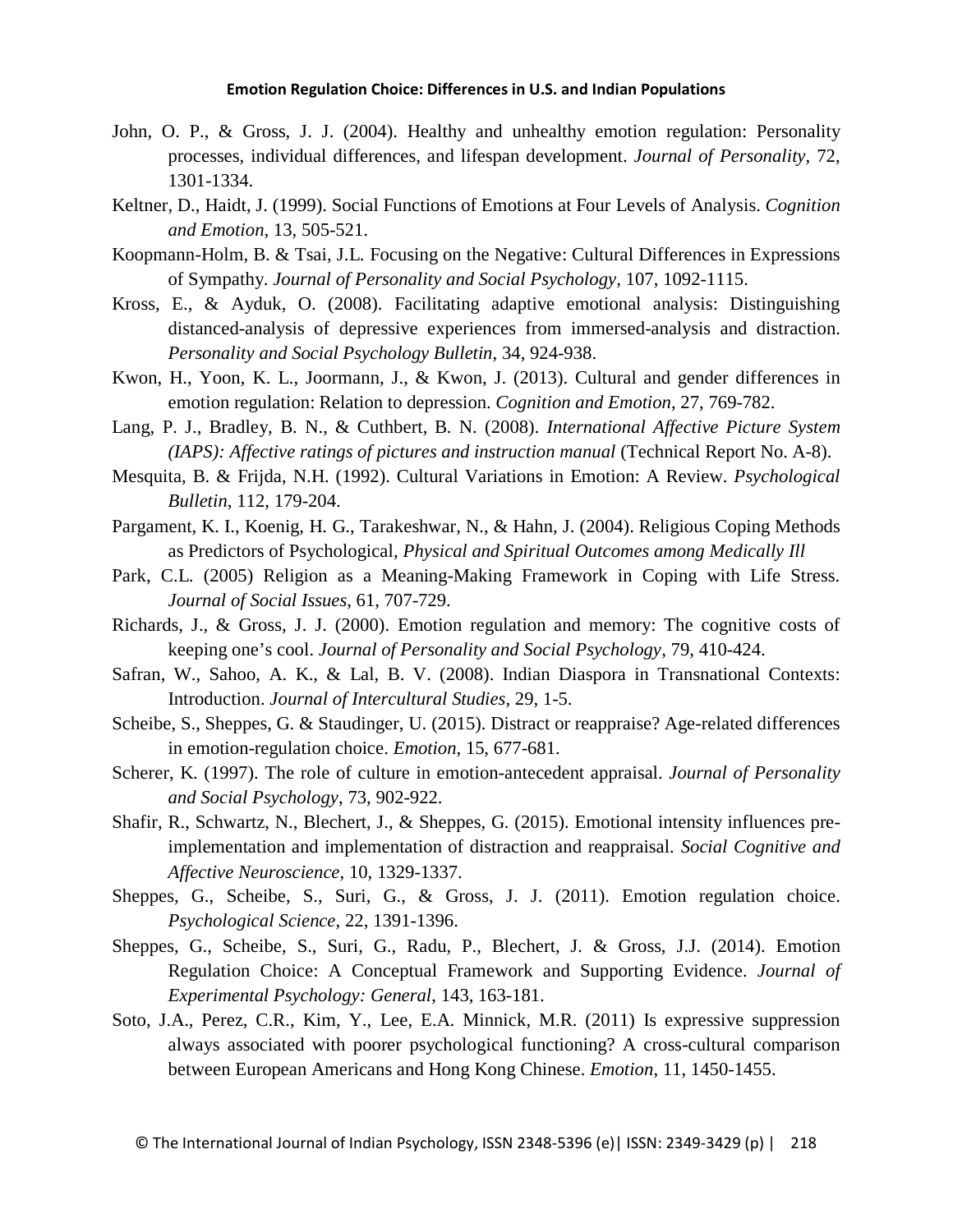John, O. P., & Gross, J. J. (2004). Healthy and unhealthy emotion regulation: Personality processes, individual differences, and lifespan development. *Journal of Personality*, 72, 1301-1334.

Keltner, D., Haidt, J. (1999). Social Functions of Emotions at Four Levels of Analysis. *Cognition and Emotion*, 13, 505-521.

Koopmann-Holm, B. & Tsai, J.L. Focusing on the Negative: Cultural Differences in Expressions of Sympathy. *Journal of Personality and Social Psychology*, 107, 1092-1115.

Kross, E., & Ayduk, O. (2008). Facilitating adaptive emotional analysis: Distinguishing distanced-analysis of depressive experiences from immersed-analysis and distraction. *Personality and Social Psychology Bulletin*, 34, 924-938.

Kwon, H., Yoon, K. L., Joormann, J., & Kwon, J. (2013). Cultural and gender differences in emotion regulation: Relation to depression. *Cognition and Emotion*, 27, 769-782.

Lang, P. J., Bradley, B. N., & Cuthbert, B. N. (2008). *International Affective Picture System (IAPS): Affective ratings of pictures and instruction manual* (Technical Report No. A-8).

Mesquita, B. & Frijda, N.H. (1992). Cultural Variations in Emotion: A Review. *Psychological Bulletin*, 112, 179-204.

Pargament, K. I., Koenig, H. G., Tarakeshwar, N., & Hahn, J. (2004). Religious Coping Methods as Predictors of Psychological, *Physical and Spiritual Outcomes among Medically Ill*

Park, C.L. (2005) Religion as a Meaning-Making Framework in Coping with Life Stress. *Journal of Social Issues*, 61, 707-729.

Richards, J., & Gross, J. J. (2000). Emotion regulation and memory: The cognitive costs of keeping one's cool. *Journal of Personality and Social Psychology*, 79, 410-424.

Safran, W., Sahoo, A. K., & Lal, B. V. (2008). Indian Diaspora in Transnational Contexts: Introduction. *Journal of Intercultural Studies*, 29, 1-5.

Scheibe, S., Sheppes, G. & Staudinger, U. (2015). Distract or reappraise? Age-related differences in emotion-regulation choice. *Emotion*, 15, 677-681.

Scherer, K. (1997). The role of culture in emotion-antecedent appraisal. *Journal of Personality and Social Psychology*, 73, 902-922.

Shafir, R., Schwartz, N., Blechert, J., & Sheppes, G. (2015). Emotional intensity influences pre-implementation and implementation of distraction and reappraisal. *Social Cognitive and Affective Neuroscience*, 10, 1329-1337.

Sheppes, G., Scheibe, S., Suri, G., & Gross, J. J. (2011). Emotion regulation choice. *Psychological Science*, 22, 1391-1396.

Sheppes, G., Scheibe, S., Suri, G., Radu, P., Blechert, J. & Gross, J.J. (2014). Emotion Regulation Choice: A Conceptual Framework and Supporting Evidence. *Journal of Experimental Psychology: General*, 143, 163-181.

Soto, J.A., Perez, C.R., Kim, Y., Lee, E.A. Minnick, M.R. (2011) Is expressive suppression always associated with poorer psychological functioning? A cross-cultural comparison between European Americans and Hong Kong Chinese. *Emotion*, 11, 1450-1455.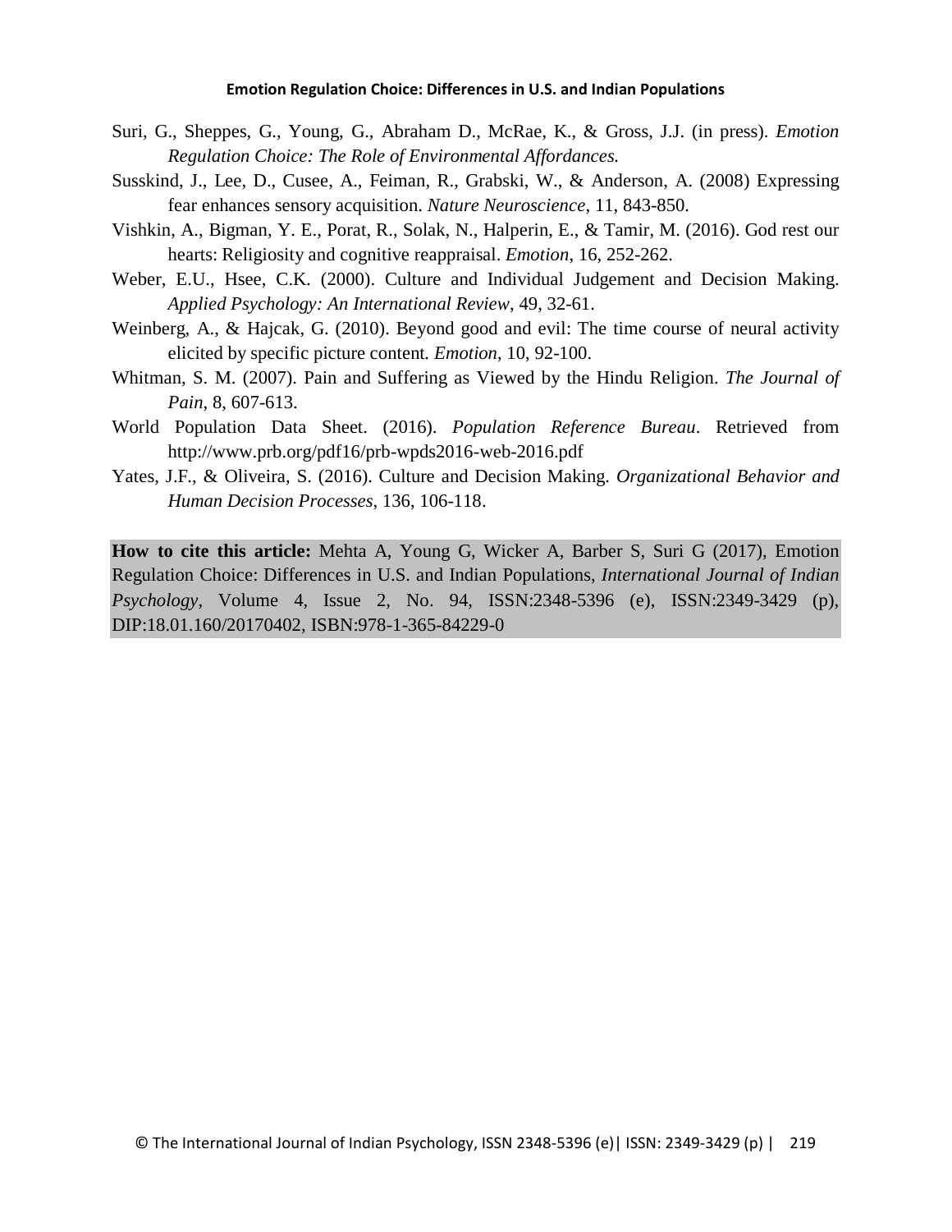Suri, G., Sheppes, G., Young, G., Abraham D., McRae, K., & Gross, J.J. (in press). *Emotion Regulation Choice: The Role of Environmental Affordances.*

Susskind, J., Lee, D., Cusee, A., Feiman, R., Grabski, W., & Anderson, A. (2008) Expressing fear enhances sensory acquisition. *Nature Neuroscience*, 11, 843-850.

Vishkin, A., Bigman, Y. E., Porat, R., Solak, N., Halperin, E., & Tamir, M. (2016). God rest our hearts: Religiosity and cognitive reappraisal. *Emotion*, 16, 252-262.

Weber, E.U., Hsee, C.K. (2000). Culture and Individual Judgement and Decision Making. *Applied Psychology: An International Review*, 49, 32-61.

Weinberg, A., & Hajcak, G. (2010). Beyond good and evil: The time course of neural activity elicited by specific picture content. *Emotion*, 10, 92-100.

Whitman, S. M. (2007). Pain and Suffering as Viewed by the Hindu Religion. *The Journal of Pain*, 8, 607-613.

World Population Data Sheet. (2016). *Population Reference Bureau*. Retrieved from http://www.prb.org/pdf16/prb-wpds2016-web-2016.pdf

Yates, J.F., & Oliveira, S. (2016). Culture and Decision Making. *Organizational Behavior and Human Decision Processes*, 136, 106-118.

**How to cite this article:** Mehta A, Young G, Wicker A, Barber S, Suri G (2017), Emotion Regulation Choice: Differences in U.S. and Indian Populations, *International Journal of Indian Psychology*, Volume 4, Issue 2, No. 94, ISSN:2348-5396 (e), ISSN:2349-3429 (p), DIP:18.01.160/20170402, ISBN:978-1-365-84229-0